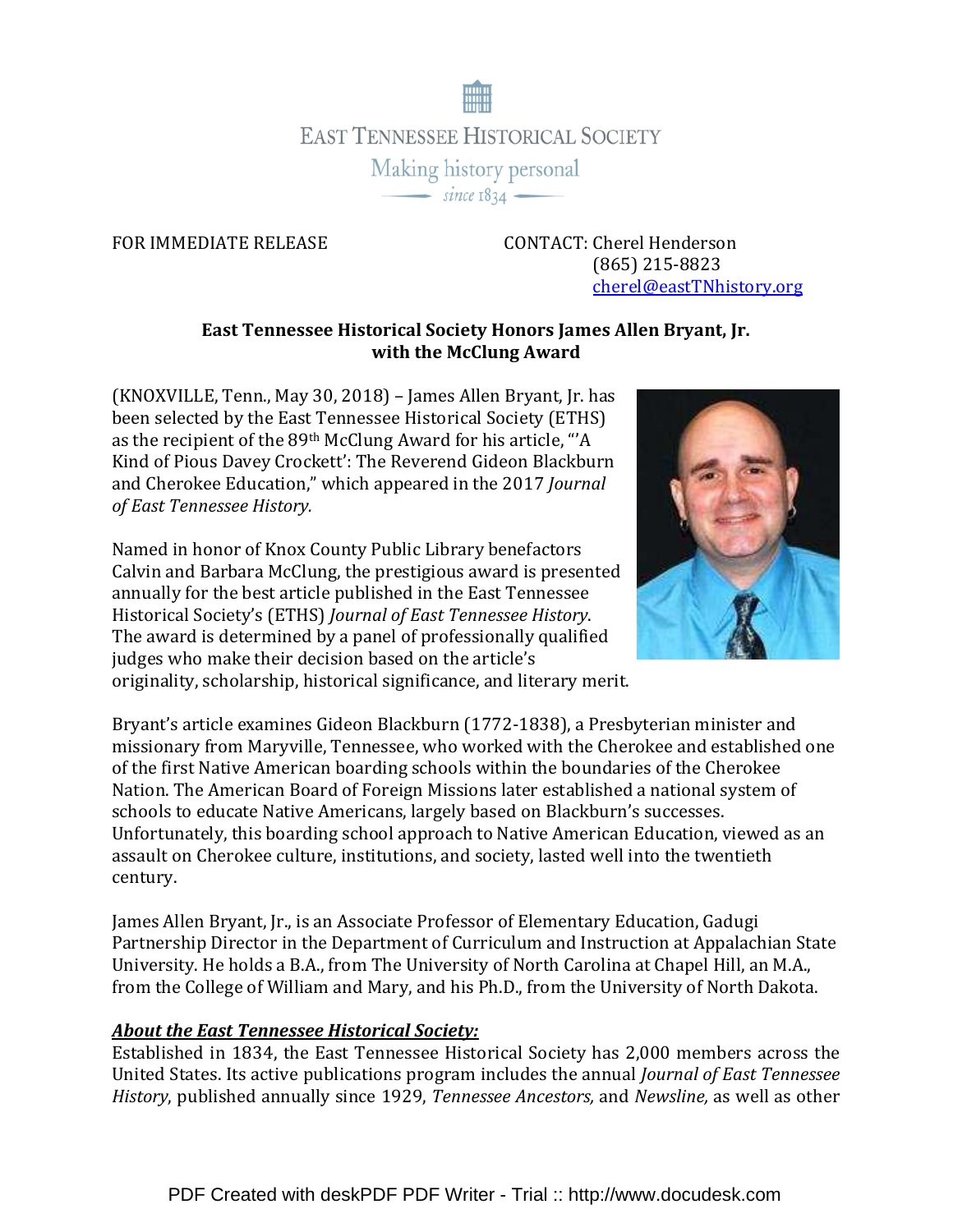EAST TENNESSEE HISTORICAL SOCIETY

Making history personal

since 1834

FOR IMMEDIATE RELEASE

CONTACT: Cherel Henderson
(865) 215-8823
cherel@eastTNhistory.org

**East Tennessee Historical Society Honors James Allen Bryant, Jr. with the McClung Award**

(KNOXVILLE, Tenn., May 30, 2018) – James Allen Bryant, Jr. has been selected by the East Tennessee Historical Society (ETHS) as the recipient of the 89th McClung Award for his article, "'A Kind of Pious Davey Crockett': The Reverend Gideon Blackburn and Cherokee Education," which appeared in the 2017 *Journal of East Tennessee History.*

Named in honor of Knox County Public Library benefactors Calvin and Barbara McClung, the prestigious award is presented annually for the best article published in the East Tennessee Historical Society's (ETHS) *Journal of East Tennessee History*. The award is determined by a panel of professionally qualified judges who make their decision based on the article's originality, scholarship, historical significance, and literary merit.

Bryant's article examines Gideon Blackburn (1772-1838), a Presbyterian minister and missionary from Maryville, Tennessee, who worked with the Cherokee and established one of the first Native American boarding schools within the boundaries of the Cherokee Nation. The American Board of Foreign Missions later established a national system of schools to educate Native Americans, largely based on Blackburn's successes. Unfortunately, this boarding school approach to Native American Education, viewed as an assault on Cherokee culture, institutions, and society, lasted well into the twentieth century.

James Allen Bryant, Jr., is an Associate Professor of Elementary Education, Gadugi Partnership Director in the Department of Curriculum and Instruction at Appalachian State University. He holds a B.A., from The University of North Carolina at Chapel Hill, an M.A., from the College of William and Mary, and his Ph.D., from the University of North Dakota.

***About the East Tennessee Historical Society:***

Established in 1834, the East Tennessee Historical Society has 2,000 members across the United States. Its active publications program includes the annual *Journal of East Tennessee History*, published annually since 1929, *Tennessee Ancestors,* and *Newsline,* as well as other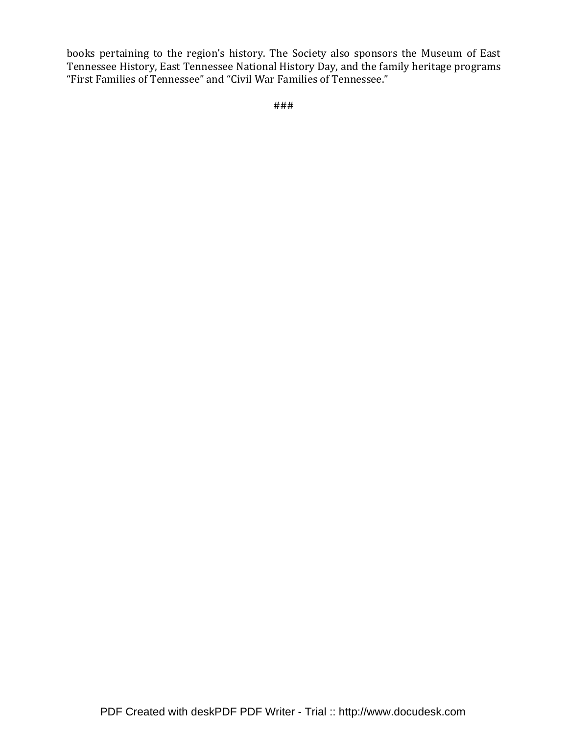books pertaining to the region's history. The Society also sponsors the Museum of East Tennessee History, East Tennessee National History Day, and the family heritage programs "First Families of Tennessee" and "Civil War Families of Tennessee."

###